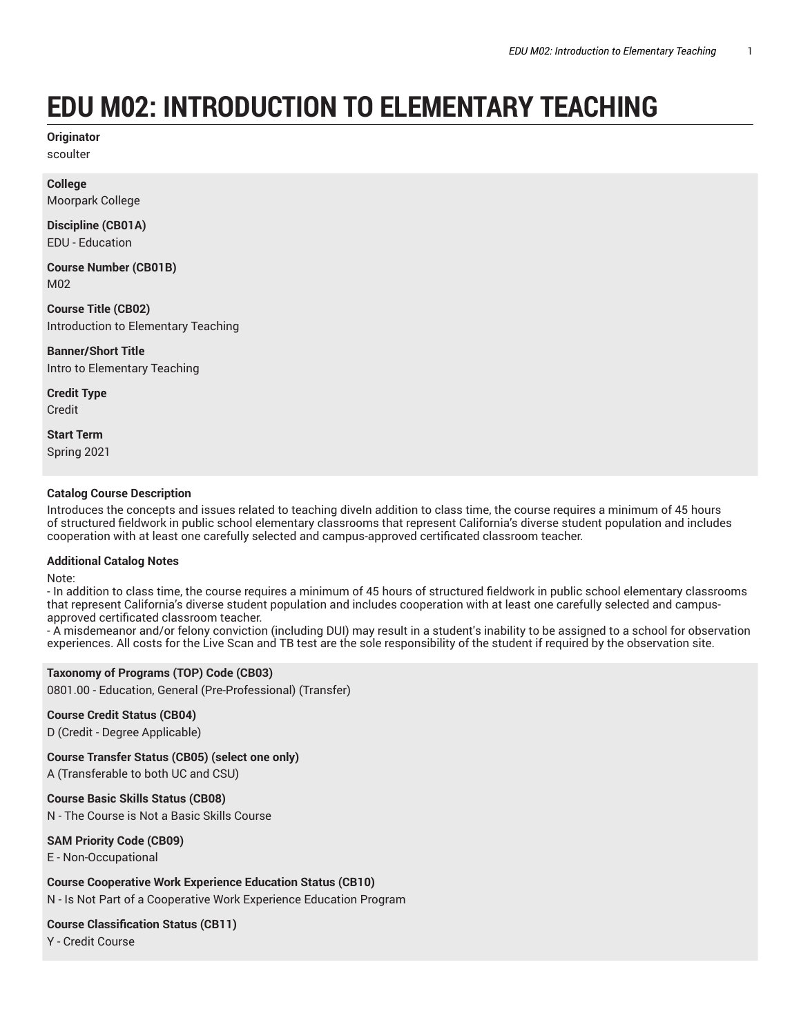# EDU M02: INTRODUCTION TO ELEMENTARY TEACHING

**Originator**
scoulter

**College**
Moorpark College

**Discipline (CB01A)**
EDU - Education

**Course Number (CB01B)**
M02

**Course Title (CB02)**
Introduction to Elementary Teaching

**Banner/Short Title**
Intro to Elementary Teaching

**Credit Type**
Credit

**Start Term**
Spring 2021

**Catalog Course Description**

Introduces the concepts and issues related to teaching diveIn addition to class time, the course requires a minimum of 45 hours of structured fieldwork in public school elementary classrooms that represent California's diverse student population and includes cooperation with at least one carefully selected and campus-approved certificated classroom teacher.

**Additional Catalog Notes**

Note:
- In addition to class time, the course requires a minimum of 45 hours of structured fieldwork in public school elementary classrooms that represent California's diverse student population and includes cooperation with at least one carefully selected and campus-approved certificated classroom teacher.
- A misdemeanor and/or felony conviction (including DUI) may result in a student's inability to be assigned to a school for observation experiences. All costs for the Live Scan and TB test are the sole responsibility of the student if required by the observation site.

**Taxonomy of Programs (TOP) Code (CB03)**
0801.00 - Education, General (Pre-Professional) (Transfer)

**Course Credit Status (CB04)**
D (Credit - Degree Applicable)

**Course Transfer Status (CB05) (select one only)**
A (Transferable to both UC and CSU)

**Course Basic Skills Status (CB08)**
N - The Course is Not a Basic Skills Course

**SAM Priority Code (CB09)**
E - Non-Occupational

**Course Cooperative Work Experience Education Status (CB10)**
N - Is Not Part of a Cooperative Work Experience Education Program

**Course Classification Status (CB11)**
Y - Credit Course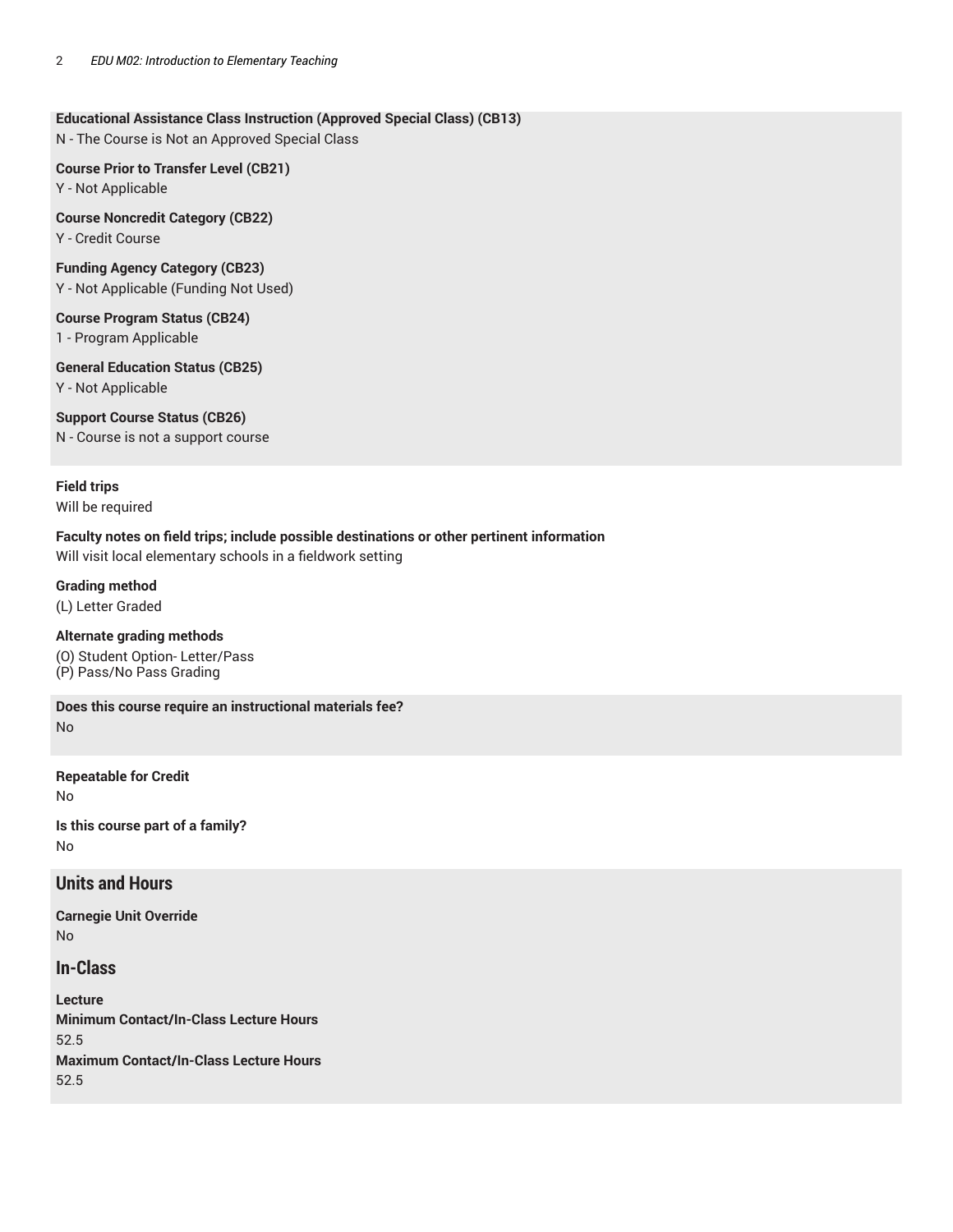**Educational Assistance Class Instruction (Approved Special Class) (CB13)**
N - The Course is Not an Approved Special Class

**Course Prior to Transfer Level (CB21)**
Y - Not Applicable

**Course Noncredit Category (CB22)**
Y - Credit Course

**Funding Agency Category (CB23)**
Y - Not Applicable (Funding Not Used)

**Course Program Status (CB24)**
1 - Program Applicable

**General Education Status (CB25)**
Y - Not Applicable

**Support Course Status (CB26)**
N - Course is not a support course

**Field trips**
Will be required

**Faculty notes on field trips; include possible destinations or other pertinent information**
Will visit local elementary schools in a fieldwork setting

**Grading method**
(L) Letter Graded

**Alternate grading methods**
(O) Student Option- Letter/Pass
(P) Pass/No Pass Grading

**Does this course require an instructional materials fee?**
No

**Repeatable for Credit**
No

**Is this course part of a family?**
No

## Units and Hours

**Carnegie Unit Override**
No

## In-Class

**Lecture**
**Minimum Contact/In-Class Lecture Hours**
52.5
**Maximum Contact/In-Class Lecture Hours**
52.5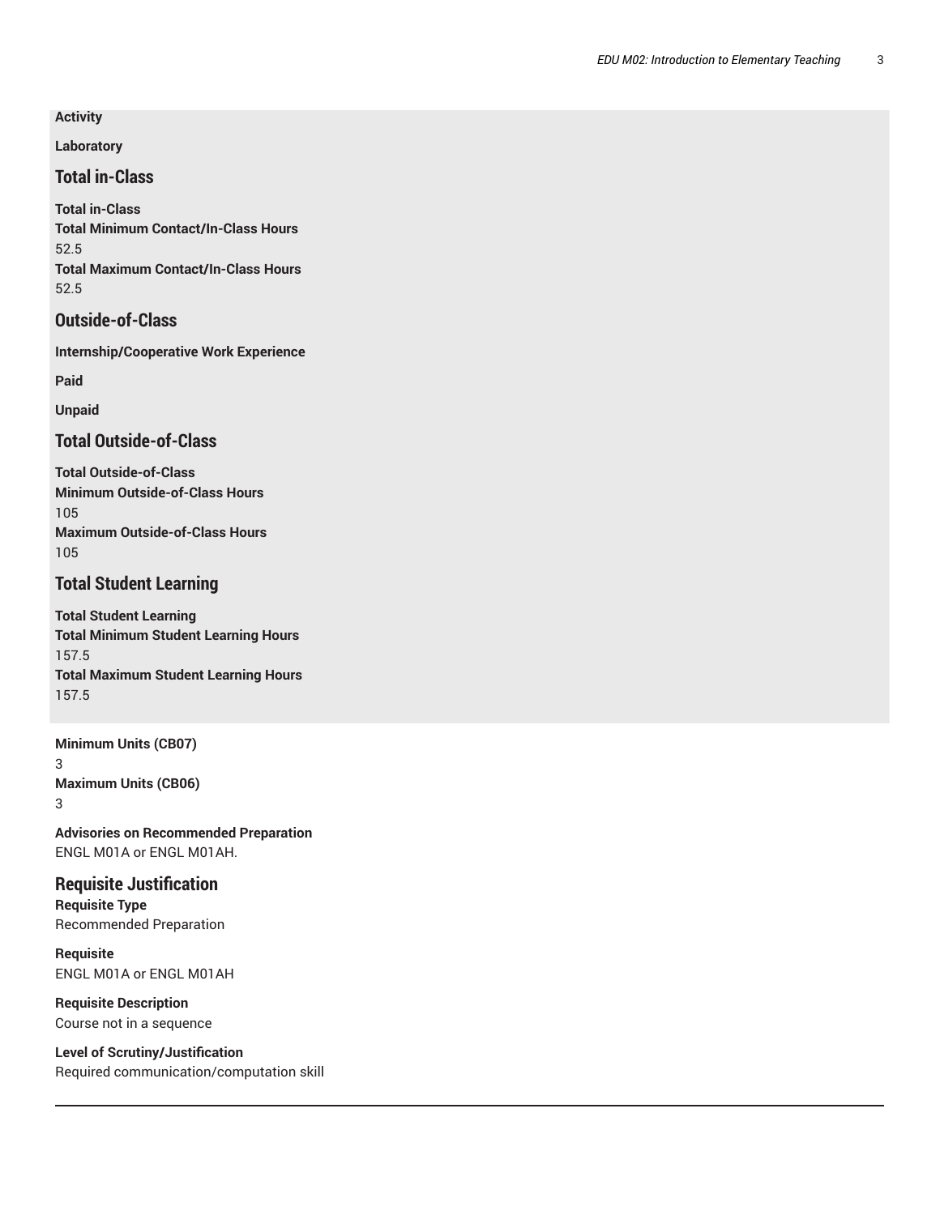**Activity**

**Laboratory**

## Total in-Class

**Total in-Class**
**Total Minimum Contact/In-Class Hours**
52.5
**Total Maximum Contact/In-Class Hours**
52.5

## Outside-of-Class

**Internship/Cooperative Work Experience**

**Paid**

**Unpaid**

## Total Outside-of-Class

**Total Outside-of-Class**
**Minimum Outside-of-Class Hours**
105
**Maximum Outside-of-Class Hours**
105

## Total Student Learning

**Total Student Learning**
**Total Minimum Student Learning Hours**
157.5
**Total Maximum Student Learning Hours**
157.5

**Minimum Units (CB07)**
3
**Maximum Units (CB06)**
3

**Advisories on Recommended Preparation**
ENGL M01A or ENGL M01AH.

## Requisite Justification

**Requisite Type**
Recommended Preparation

**Requisite**
ENGL M01A or ENGL M01AH

**Requisite Description**
Course not in a sequence

**Level of Scrutiny/Justification**
Required communication/computation skill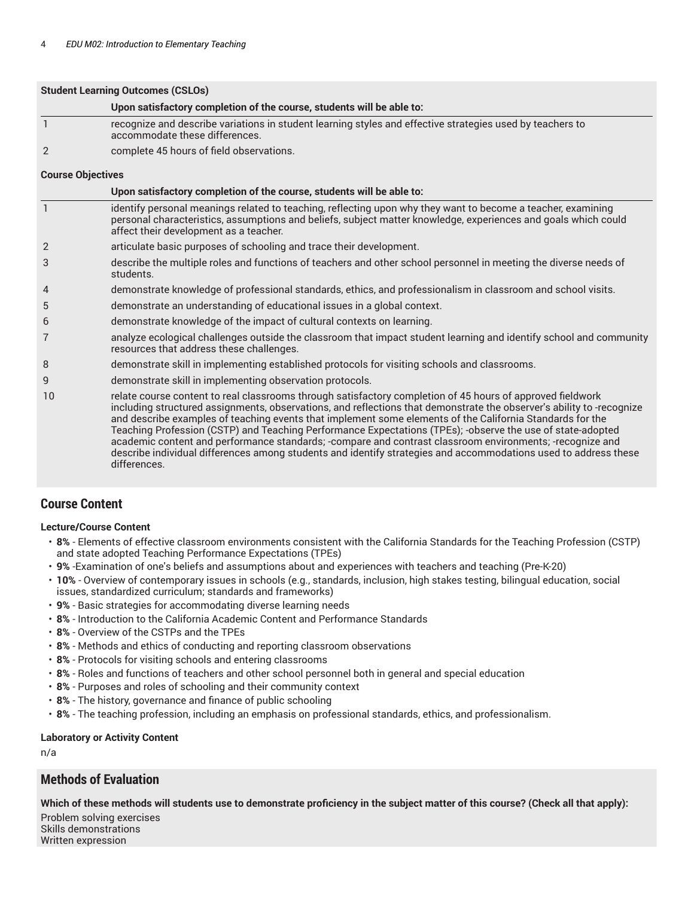### Student Learning Outcomes (CSLOs)

| | Upon satisfactory completion of the course, students will be able to: |
|---|---|
| 1 | recognize and describe variations in student learning styles and effective strategies used by teachers to accommodate these differences. |
| 2 | complete 45 hours of field observations. |

### Course Objectives

| | Upon satisfactory completion of the course, students will be able to: |
|---|---|
| 1 | identify personal meanings related to teaching, reflecting upon why they want to become a teacher, examining personal characteristics, assumptions and beliefs, subject matter knowledge, experiences and goals which could affect their development as a teacher. |
| 2 | articulate basic purposes of schooling and trace their development. |
| 3 | describe the multiple roles and functions of teachers and other school personnel in meeting the diverse needs of students. |
| 4 | demonstrate knowledge of professional standards, ethics, and professionalism in classroom and school visits. |
| 5 | demonstrate an understanding of educational issues in a global context. |
| 6 | demonstrate knowledge of the impact of cultural contexts on learning. |
| 7 | analyze ecological challenges outside the classroom that impact student learning and identify school and community resources that address these challenges. |
| 8 | demonstrate skill in implementing established protocols for visiting schools and classrooms. |
| 9 | demonstrate skill in implementing observation protocols. |
| 10 | relate course content to real classrooms through satisfactory completion of 45 hours of approved fieldwork including structured assignments, observations, and reflections that demonstrate the observer's ability to -recognize and describe examples of teaching events that implement some elements of the California Standards for the Teaching Profession (CSTP) and Teaching Performance Expectations (TPEs); -observe the use of state-adopted academic content and performance standards; -compare and contrast classroom environments; -recognize and describe individual differences among students and identify strategies and accommodations used to address these differences. |

## Course Content

### Lecture/Course Content

- **8%** - Elements of effective classroom environments consistent with the California Standards for the Teaching Profession (CSTP) and state adopted Teaching Performance Expectations (TPEs)
- **9%** -Examination of one's beliefs and assumptions about and experiences with teachers and teaching (Pre-K-20)
- **10%** - Overview of contemporary issues in schools (e.g., standards, inclusion, high stakes testing, bilingual education, social issues, standardized curriculum; standards and frameworks)
- **9%** - Basic strategies for accommodating diverse learning needs
- **8%** - Introduction to the California Academic Content and Performance Standards
- **8%** - Overview of the CSTPs and the TPEs
- **8%** - Methods and ethics of conducting and reporting classroom observations
- **8%** - Protocols for visiting schools and entering classrooms
- **8%** - Roles and functions of teachers and other school personnel both in general and special education
- **8%** - Purposes and roles of schooling and their community context
- **8%** - The history, governance and finance of public schooling
- **8%** - The teaching profession, including an emphasis on professional standards, ethics, and professionalism.

### Laboratory or Activity Content

n/a

## Methods of Evaluation

**Which of these methods will students use to demonstrate proficiency in the subject matter of this course? (Check all that apply):**

Problem solving exercises
Skills demonstrations
Written expression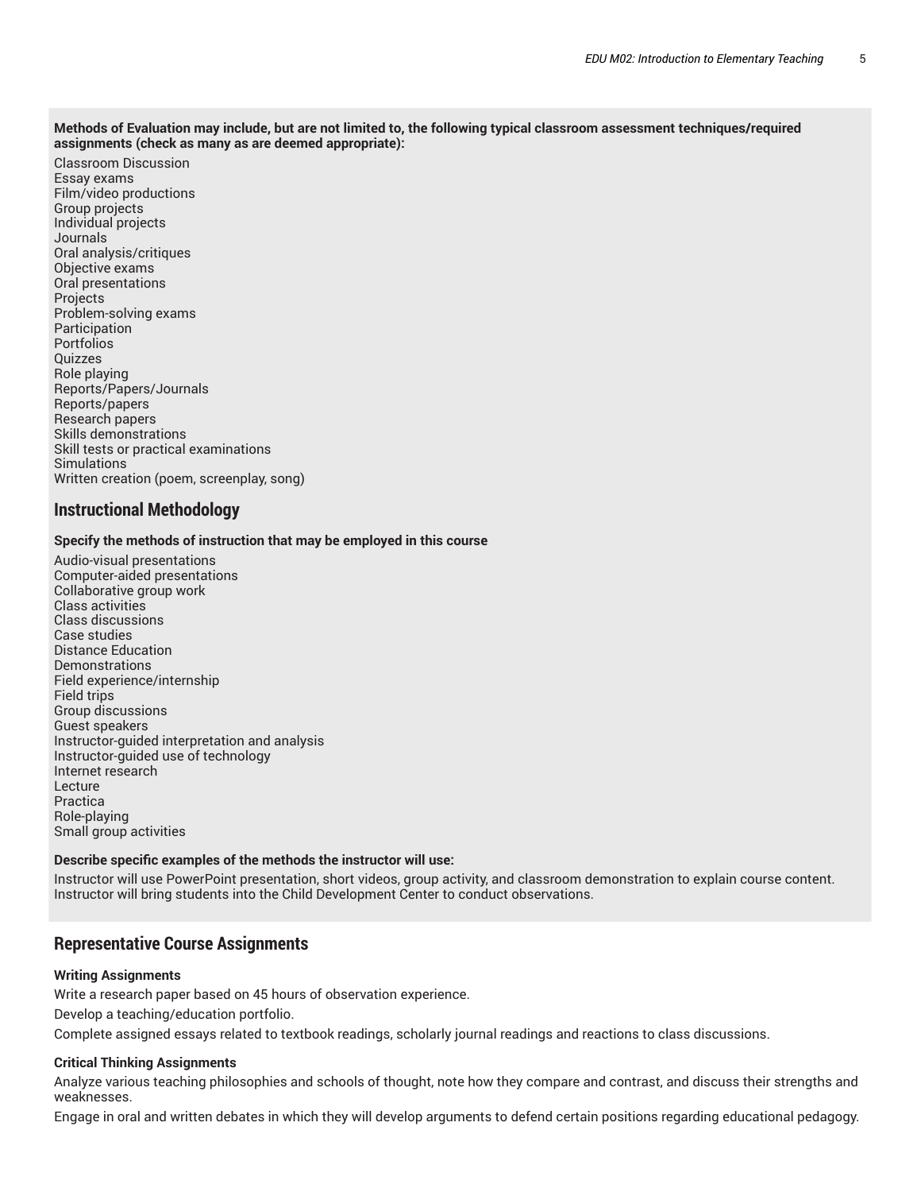**Methods of Evaluation may include, but are not limited to, the following typical classroom assessment techniques/required assignments (check as many as are deemed appropriate):**

Classroom Discussion
Essay exams
Film/video productions
Group projects
Individual projects
Journals
Oral analysis/critiques
Objective exams
Oral presentations
Projects
Problem-solving exams
Participation
Portfolios
Quizzes
Role playing
Reports/Papers/Journals
Reports/papers
Research papers
Skills demonstrations
Skill tests or practical examinations
Simulations
Written creation (poem, screenplay, song)

## Instructional Methodology

**Specify the methods of instruction that may be employed in this course**

Audio-visual presentations
Computer-aided presentations
Collaborative group work
Class activities
Class discussions
Case studies
Distance Education
Demonstrations
Field experience/internship
Field trips
Group discussions
Guest speakers
Instructor-guided interpretation and analysis
Instructor-guided use of technology
Internet research
Lecture
Practica
Role-playing
Small group activities

**Describe specific examples of the methods the instructor will use:**

Instructor will use PowerPoint presentation, short videos, group activity, and classroom demonstration to explain course content. Instructor will bring students into the Child Development Center to conduct observations.

## Representative Course Assignments

**Writing Assignments**

Write a research paper based on 45 hours of observation experience.

Develop a teaching/education portfolio.

Complete assigned essays related to textbook readings, scholarly journal readings and reactions to class discussions.

**Critical Thinking Assignments**

Analyze various teaching philosophies and schools of thought, note how they compare and contrast, and discuss their strengths and weaknesses.

Engage in oral and written debates in which they will develop arguments to defend certain positions regarding educational pedagogy.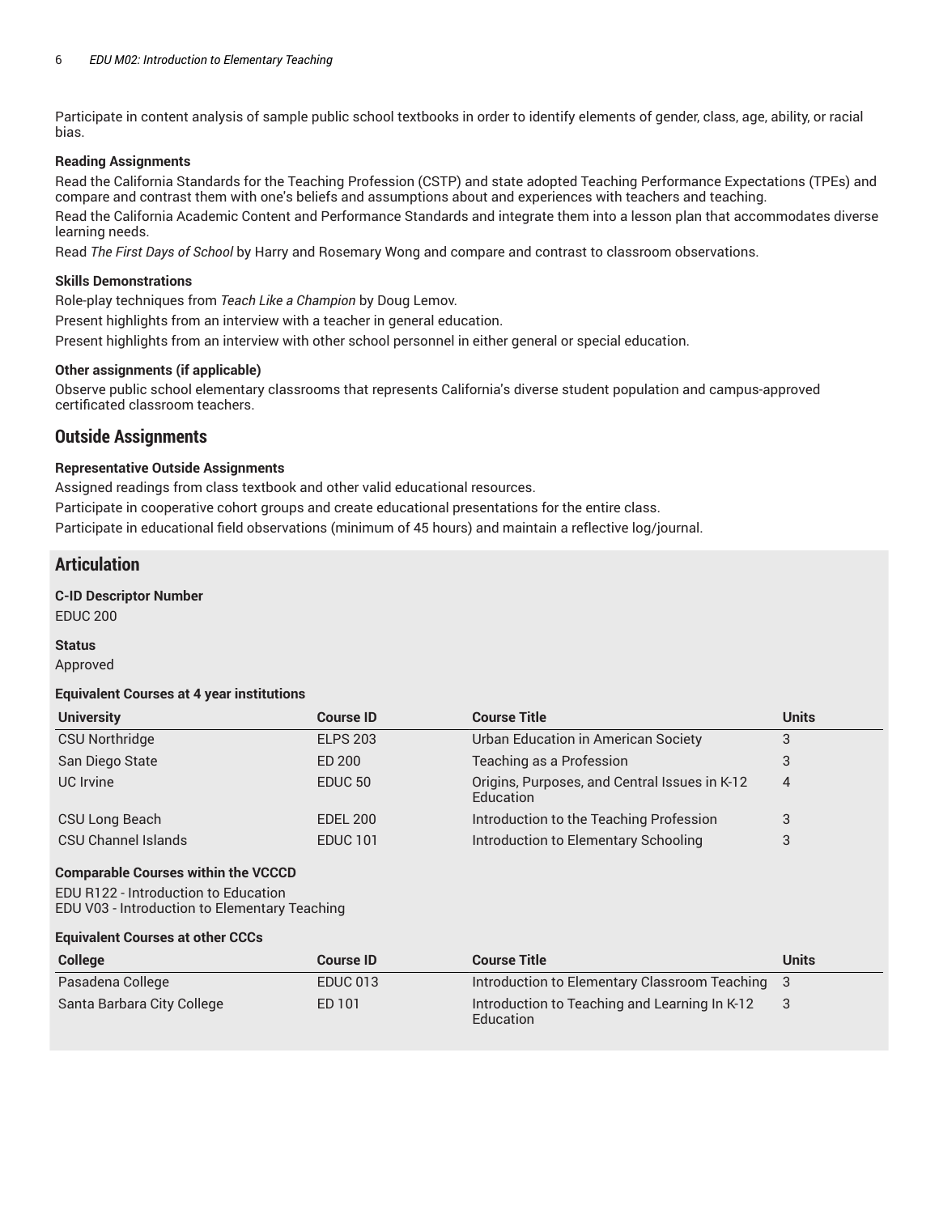Participate in content analysis of sample public school textbooks in order to identify elements of gender, class, age, ability, or racial bias.

**Reading Assignments**

Read the California Standards for the Teaching Profession (CSTP) and state adopted Teaching Performance Expectations (TPEs) and compare and contrast them with one's beliefs and assumptions about and experiences with teachers and teaching.

Read the California Academic Content and Performance Standards and integrate them into a lesson plan that accommodates diverse learning needs.

Read *The First Days of School* by Harry and Rosemary Wong and compare and contrast to classroom observations.

**Skills Demonstrations**

Role-play techniques from *Teach Like a Champion* by Doug Lemov.

Present highlights from an interview with a teacher in general education.

Present highlights from an interview with other school personnel in either general or special education.

**Other assignments (if applicable)**

Observe public school elementary classrooms that represents California's diverse student population and campus-approved certificated classroom teachers.

## Outside Assignments

**Representative Outside Assignments**

Assigned readings from class textbook and other valid educational resources.

Participate in cooperative cohort groups and create educational presentations for the entire class.

Participate in educational field observations (minimum of 45 hours) and maintain a reflective log/journal.

## Articulation

**C-ID Descriptor Number**

EDUC 200

**Status**

Approved

**Equivalent Courses at 4 year institutions**

| University | Course ID | Course Title | Units |
|---|---|---|---|
| CSU Northridge | ELPS 203 | Urban Education in American Society | 3 |
| San Diego State | ED 200 | Teaching as a Profession | 3 |
| UC Irvine | EDUC 50 | Origins, Purposes, and Central Issues in K-12 Education | 4 |
| CSU Long Beach | EDEL 200 | Introduction to the Teaching Profession | 3 |
| CSU Channel Islands | EDUC 101 | Introduction to Elementary Schooling | 3 |

**Comparable Courses within the VCCCD**

EDU R122 - Introduction to Education
EDU V03 - Introduction to Elementary Teaching

**Equivalent Courses at other CCCs**

| College | Course ID | Course Title | Units |
|---|---|---|---|
| Pasadena College | EDUC 013 | Introduction to Elementary Classroom Teaching | 3 |
| Santa Barbara City College | ED 101 | Introduction to Teaching and Learning In K-12 Education | 3 |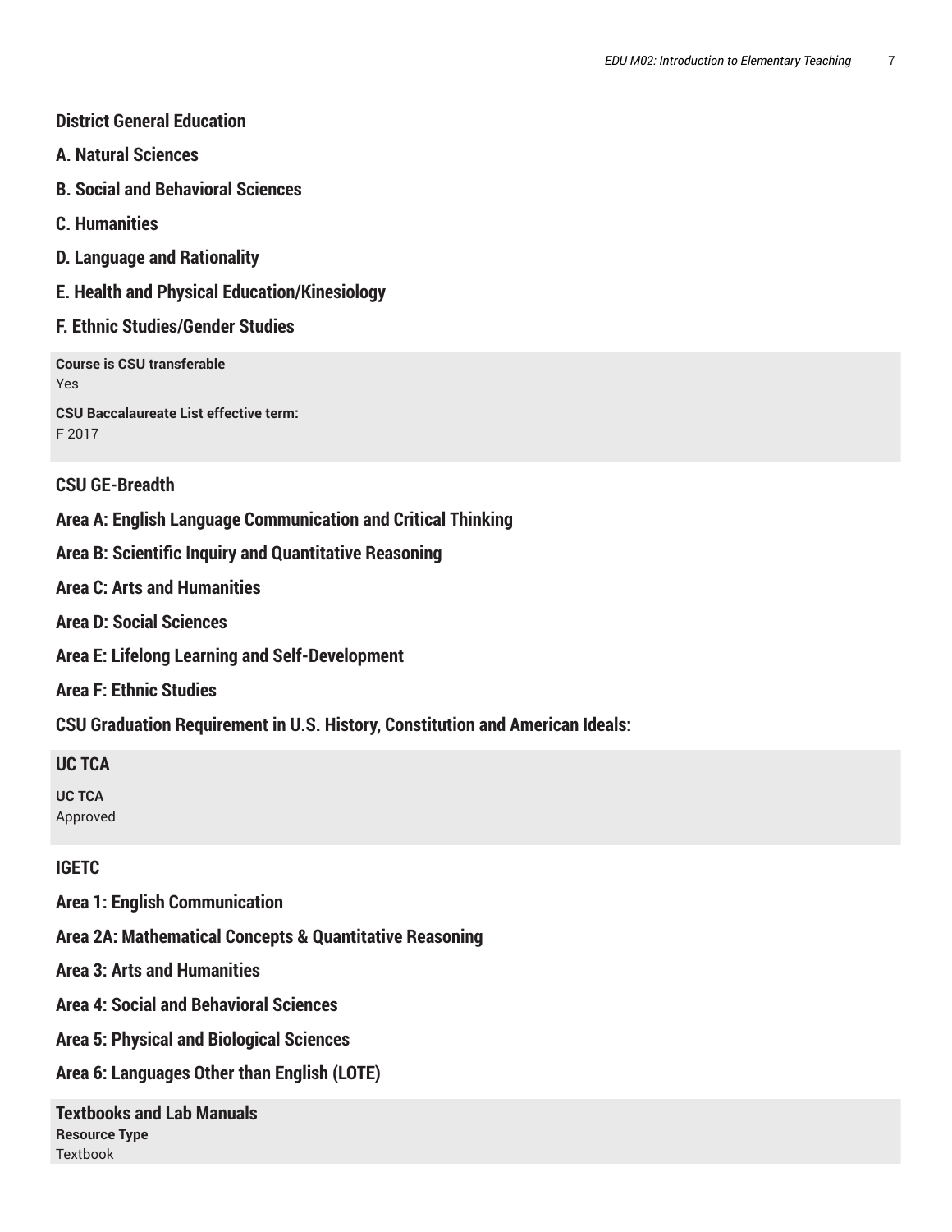## District General Education

### A. Natural Sciences

### B. Social and Behavioral Sciences

### C. Humanities

### D. Language and Rationality

### E. Health and Physical Education/Kinesiology

### F. Ethnic Studies/Gender Studies

**Course is CSU transferable**
Yes

**CSU Baccalaureate List effective term:**
F 2017

## CSU GE-Breadth

### Area A: English Language Communication and Critical Thinking

### Area B: Scientific Inquiry and Quantitative Reasoning

### Area C: Arts and Humanities

### Area D: Social Sciences

### Area E: Lifelong Learning and Self-Development

### Area F: Ethnic Studies

### CSU Graduation Requirement in U.S. History, Constitution and American Ideals:

## UC TCA

**UC TCA**
Approved

## IGETC

### Area 1: English Communication

### Area 2A: Mathematical Concepts & Quantitative Reasoning

### Area 3: Arts and Humanities

### Area 4: Social and Behavioral Sciences

### Area 5: Physical and Biological Sciences

### Area 6: Languages Other than English (LOTE)

## Textbooks and Lab Manuals

**Resource Type**
Textbook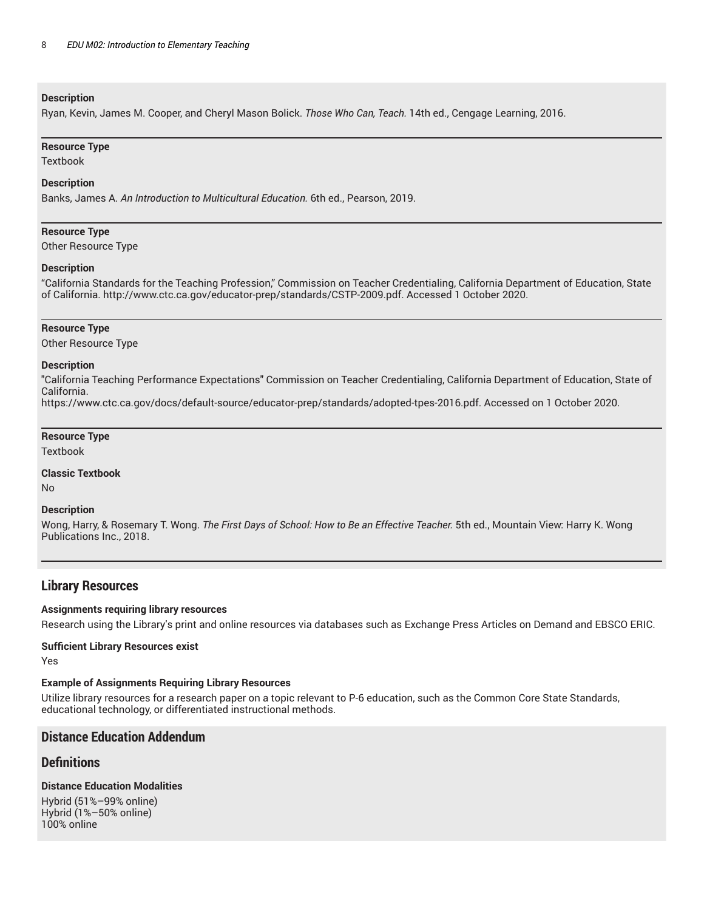**Description**

Ryan, Kevin, James M. Cooper, and Cheryl Mason Bolick. *Those Who Can, Teach.* 14th ed., Cengage Learning, 2016.

---

**Resource Type**

Textbook

**Description**

Banks, James A. *An Introduction to Multicultural Education.* 6th ed., Pearson, 2019.

---

**Resource Type**

Other Resource Type

**Description**

"California Standards for the Teaching Profession," Commission on Teacher Credentialing, California Department of Education, State of California. http://www.ctc.ca.gov/educator-prep/standards/CSTP-2009.pdf. Accessed 1 October 2020.

---

**Resource Type**

Other Resource Type

**Description**

"California Teaching Performance Expectations" Commission on Teacher Credentialing, California Department of Education, State of California.
https://www.ctc.ca.gov/docs/default-source/educator-prep/standards/adopted-tpes-2016.pdf. Accessed on 1 October 2020.

---

**Resource Type**

Textbook

**Classic Textbook**

No

**Description**

Wong, Harry, & Rosemary T. Wong. *The First Days of School: How to Be an Effective Teacher.* 5th ed., Mountain View: Harry K. Wong Publications Inc., 2018.

---

## Library Resources

**Assignments requiring library resources**

Research using the Library's print and online resources via databases such as Exchange Press Articles on Demand and EBSCO ERIC.

**Sufficient Library Resources exist**

Yes

**Example of Assignments Requiring Library Resources**

Utilize library resources for a research paper on a topic relevant to P-6 education, such as the Common Core State Standards, educational technology, or differentiated instructional methods.

## Distance Education Addendum

## Definitions

**Distance Education Modalities**

Hybrid (51%–99% online)
Hybrid (1%–50% online)
100% online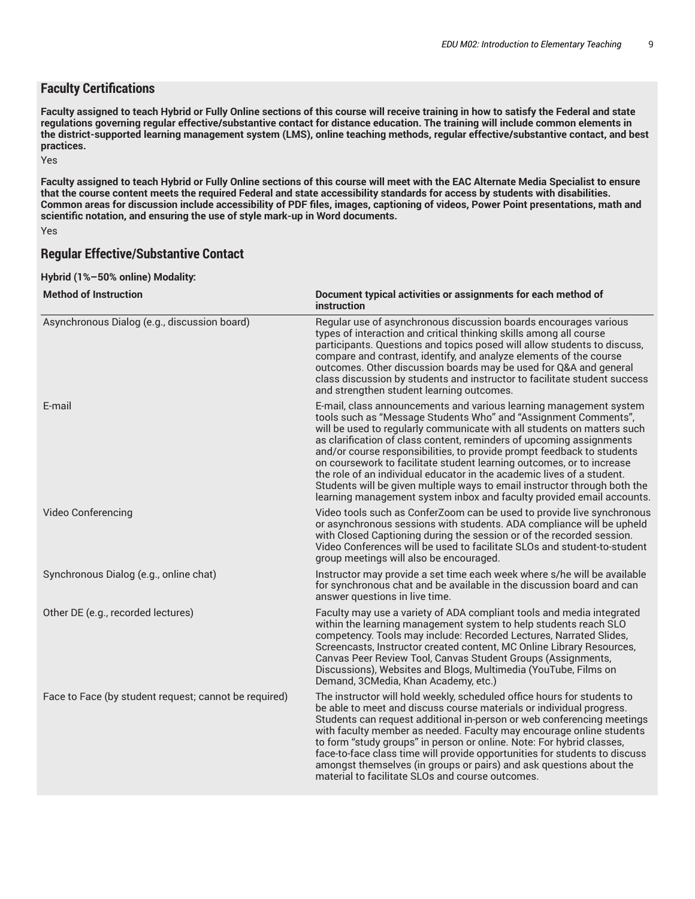## Faculty Certifications

**Faculty assigned to teach Hybrid or Fully Online sections of this course will receive training in how to satisfy the Federal and state regulations governing regular effective/substantive contact for distance education. The training will include common elements in the district-supported learning management system (LMS), online teaching methods, regular effective/substantive contact, and best practices.**

Yes

**Faculty assigned to teach Hybrid or Fully Online sections of this course will meet with the EAC Alternate Media Specialist to ensure that the course content meets the required Federal and state accessibility standards for access by students with disabilities. Common areas for discussion include accessibility of PDF files, images, captioning of videos, Power Point presentations, math and scientific notation, and ensuring the use of style mark-up in Word documents.**

Yes

## Regular Effective/Substantive Contact

**Hybrid (1%–50% online) Modality:**

| Method of Instruction | Document typical activities or assignments for each method of instruction |
| --- | --- |
| Asynchronous Dialog (e.g., discussion board) | Regular use of asynchronous discussion boards encourages various types of interaction and critical thinking skills among all course participants. Questions and topics posed will allow students to discuss, compare and contrast, identify, and analyze elements of the course outcomes. Other discussion boards may be used for Q&A and general class discussion by students and instructor to facilitate student success and strengthen student learning outcomes. |
| E-mail | E-mail, class announcements and various learning management system tools such as "Message Students Who" and "Assignment Comments", will be used to regularly communicate with all students on matters such as clarification of class content, reminders of upcoming assignments and/or course responsibilities, to provide prompt feedback to students on coursework to facilitate student learning outcomes, or to increase the role of an individual educator in the academic lives of a student. Students will be given multiple ways to email instructor through both the learning management system inbox and faculty provided email accounts. |
| Video Conferencing | Video tools such as ConferZoom can be used to provide live synchronous or asynchronous sessions with students. ADA compliance will be upheld with Closed Captioning during the session or of the recorded session. Video Conferences will be used to facilitate SLOs and student-to-student group meetings will also be encouraged. |
| Synchronous Dialog (e.g., online chat) | Instructor may provide a set time each week where s/he will be available for synchronous chat and be available in the discussion board and can answer questions in live time. |
| Other DE (e.g., recorded lectures) | Faculty may use a variety of ADA compliant tools and media integrated within the learning management system to help students reach SLO competency. Tools may include: Recorded Lectures, Narrated Slides, Screencasts, Instructor created content, MC Online Library Resources, Canvas Peer Review Tool, Canvas Student Groups (Assignments, Discussions), Websites and Blogs, Multimedia (YouTube, Films on Demand, 3CMedia, Khan Academy, etc.) |
| Face to Face (by student request; cannot be required) | The instructor will hold weekly, scheduled office hours for students to be able to meet and discuss course materials or individual progress. Students can request additional in-person or web conferencing meetings with faculty member as needed. Faculty may encourage online students to form "study groups" in person or online. Note: For hybrid classes, face-to-face class time will provide opportunities for students to discuss amongst themselves (in groups or pairs) and ask questions about the material to facilitate SLOs and course outcomes. |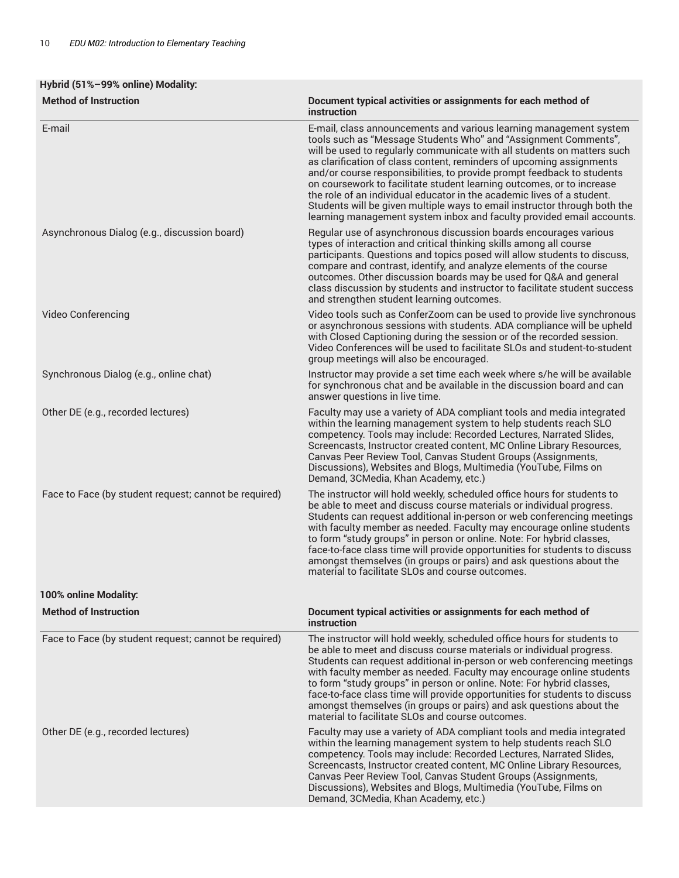**Hybrid (51%–99% online) Modality:**

| Method of Instruction | Document typical activities or assignments for each method of instruction |
| --- | --- |
| E-mail | E-mail, class announcements and various learning management system tools such as "Message Students Who" and "Assignment Comments", will be used to regularly communicate with all students on matters such as clarification of class content, reminders of upcoming assignments and/or course responsibilities, to provide prompt feedback to students on coursework to facilitate student learning outcomes, or to increase the role of an individual educator in the academic lives of a student. Students will be given multiple ways to email instructor through both the learning management system inbox and faculty provided email accounts. |
| Asynchronous Dialog (e.g., discussion board) | Regular use of asynchronous discussion boards encourages various types of interaction and critical thinking skills among all course participants. Questions and topics posed will allow students to discuss, compare and contrast, identify, and analyze elements of the course outcomes. Other discussion boards may be used for Q&A and general class discussion by students and instructor to facilitate student success and strengthen student learning outcomes. |
| Video Conferencing | Video tools such as ConferZoom can be used to provide live synchronous or asynchronous sessions with students. ADA compliance will be upheld with Closed Captioning during the session or of the recorded session. Video Conferences will be used to facilitate SLOs and student-to-student group meetings will also be encouraged. |
| Synchronous Dialog (e.g., online chat) | Instructor may provide a set time each week where s/he will be available for synchronous chat and be available in the discussion board and can answer questions in live time. |
| Other DE (e.g., recorded lectures) | Faculty may use a variety of ADA compliant tools and media integrated within the learning management system to help students reach SLO competency. Tools may include: Recorded Lectures, Narrated Slides, Screencasts, Instructor created content, MC Online Library Resources, Canvas Peer Review Tool, Canvas Student Groups (Assignments, Discussions), Websites and Blogs, Multimedia (YouTube, Films on Demand, 3CMedia, Khan Academy, etc.) |
| Face to Face (by student request; cannot be required) | The instructor will hold weekly, scheduled office hours for students to be able to meet and discuss course materials or individual progress. Students can request additional in-person or web conferencing meetings with faculty member as needed. Faculty may encourage online students to form "study groups" in person or online. Note: For hybrid classes, face-to-face class time will provide opportunities for students to discuss amongst themselves (in groups or pairs) and ask questions about the material to facilitate SLOs and course outcomes. |

**100% online Modality:**

| Method of Instruction | Document typical activities or assignments for each method of instruction |
| --- | --- |
| Face to Face (by student request; cannot be required) | The instructor will hold weekly, scheduled office hours for students to be able to meet and discuss course materials or individual progress. Students can request additional in-person or web conferencing meetings with faculty member as needed. Faculty may encourage online students to form "study groups" in person or online. Note: For hybrid classes, face-to-face class time will provide opportunities for students to discuss amongst themselves (in groups or pairs) and ask questions about the material to facilitate SLOs and course outcomes. |
| Other DE (e.g., recorded lectures) | Faculty may use a variety of ADA compliant tools and media integrated within the learning management system to help students reach SLO competency. Tools may include: Recorded Lectures, Narrated Slides, Screencasts, Instructor created content, MC Online Library Resources, Canvas Peer Review Tool, Canvas Student Groups (Assignments, Discussions), Websites and Blogs, Multimedia (YouTube, Films on Demand, 3CMedia, Khan Academy, etc.) |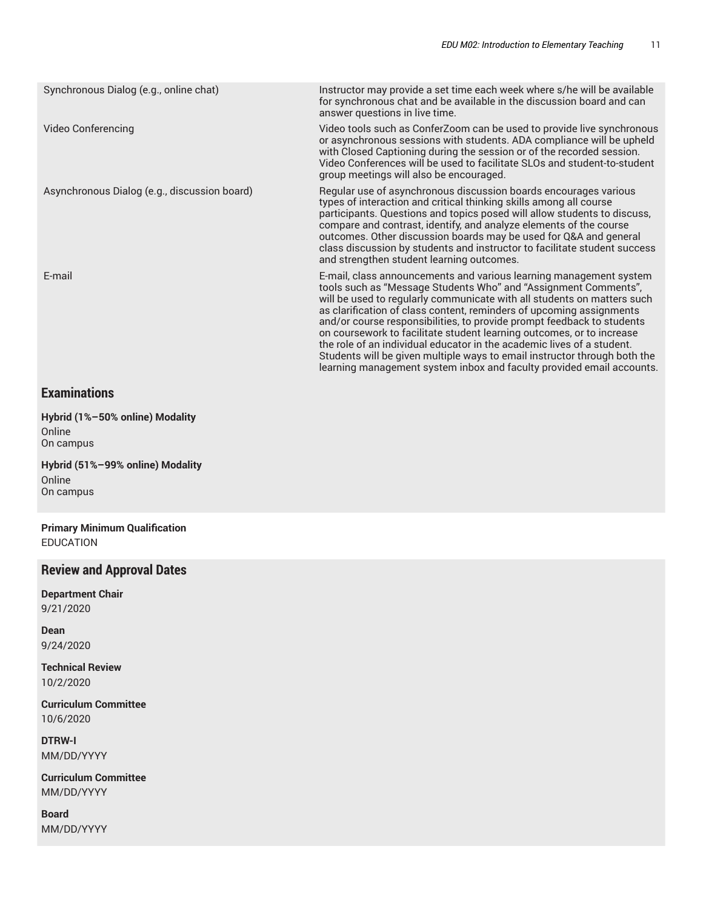| | |
|---|---|
| Synchronous Dialog (e.g., online chat) | Instructor may provide a set time each week where s/he will be available for synchronous chat and be available in the discussion board and can answer questions in live time. |
| Video Conferencing | Video tools such as ConferZoom can be used to provide live synchronous or asynchronous sessions with students. ADA compliance will be upheld with Closed Captioning during the session or of the recorded session. Video Conferences will be used to facilitate SLOs and student-to-student group meetings will also be encouraged. |
| Asynchronous Dialog (e.g., discussion board) | Regular use of asynchronous discussion boards encourages various types of interaction and critical thinking skills among all course participants. Questions and topics posed will allow students to discuss, compare and contrast, identify, and analyze elements of the course outcomes. Other discussion boards may be used for Q&A and general class discussion by students and instructor to facilitate student success and strengthen student learning outcomes. |
| E-mail | E-mail, class announcements and various learning management system tools such as "Message Students Who" and "Assignment Comments", will be used to regularly communicate with all students on matters such as clarification of class content, reminders of upcoming assignments and/or course responsibilities, to provide prompt feedback to students on coursework to facilitate student learning outcomes, or to increase the role of an individual educator in the academic lives of a student. Students will be given multiple ways to email instructor through both the learning management system inbox and faculty provided email accounts. |

## Examinations

**Hybrid (1%–50% online) Modality**
Online
On campus

**Hybrid (51%–99% online) Modality**
Online
On campus

**Primary Minimum Qualification**
EDUCATION

## Review and Approval Dates

**Department Chair**
9/21/2020

**Dean**
9/24/2020

**Technical Review**
10/2/2020

**Curriculum Committee**
10/6/2020

**DTRW-I**
MM/DD/YYYY

**Curriculum Committee**
MM/DD/YYYY

**Board**
MM/DD/YYYY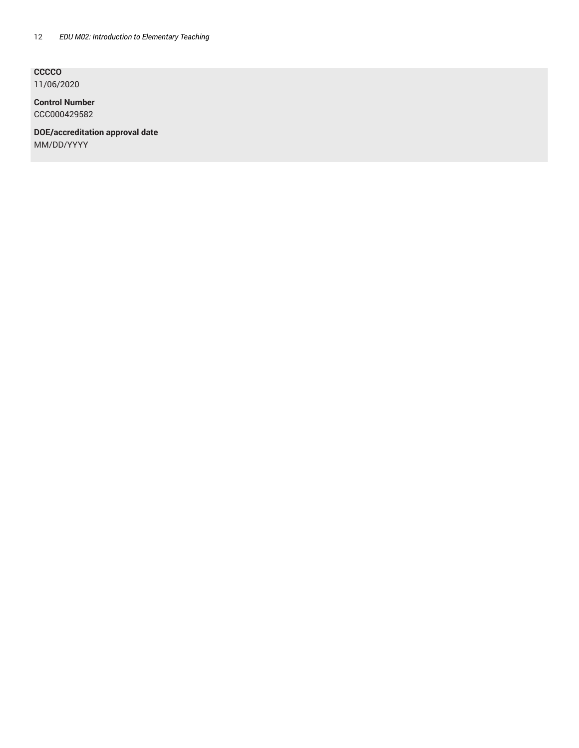**CCCCO**
11/06/2020

**Control Number**
CCC000429582

**DOE/accreditation approval date**
MM/DD/YYYY